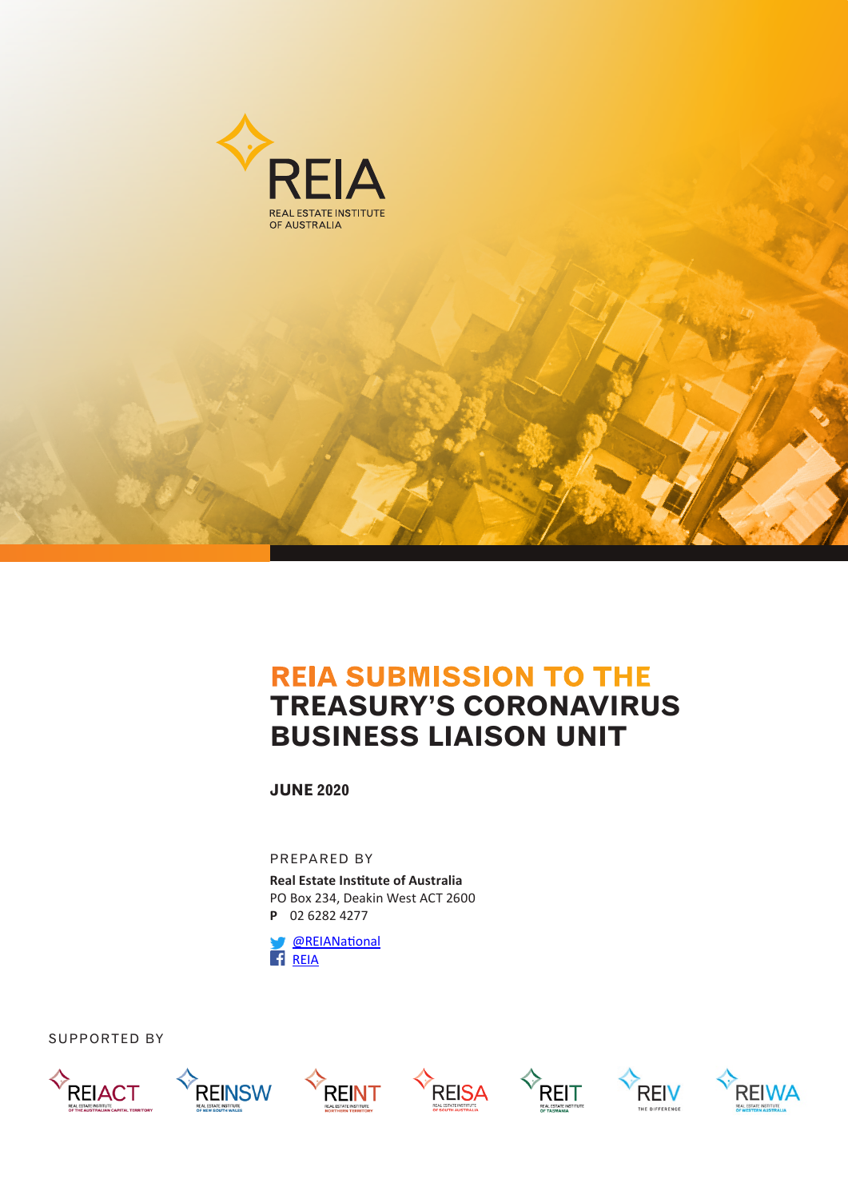REIA

REAL ESTATE INSTITUTE OF AUSTRALIA

# REIA SUBMISSION TO THE TREASURY'S CORONAVIRUS BUSINESS LIAISON UNIT

**JUNE 2020**

PREPARED BY

**Real Estate Institute of Australia**
PO Box 234, Deakin West ACT 2600
**P** 02 6282 4277

@REIANational
REIA

SUPPORTED BY

REIACT REINSW REINT REISA REIT REIV REIWA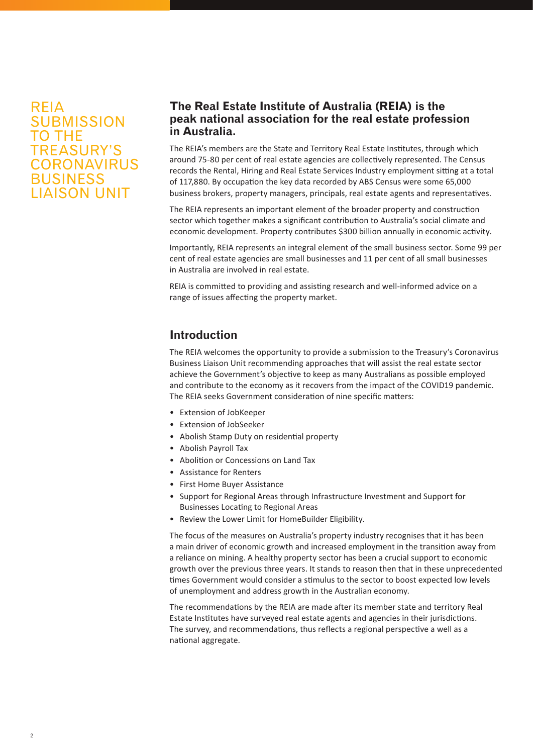# REIA SUBMISSION TO THE TREASURY'S CORONAVIRUS BUSINESS LIAISON UNIT

## The Real Estate Institute of Australia (REIA) is the peak national association for the real estate profession in Australia.

The REIA's members are the State and Territory Real Estate Institutes, through which around 75-80 per cent of real estate agencies are collectively represented. The Census records the Rental, Hiring and Real Estate Services Industry employment sitting at a total of 117,880. By occupation the key data recorded by ABS Census were some 65,000 business brokers, property managers, principals, real estate agents and representatives.

The REIA represents an important element of the broader property and construction sector which together makes a significant contribution to Australia's social climate and economic development. Property contributes $300 billion annually in economic activity.

Importantly, REIA represents an integral element of the small business sector. Some 99 per cent of real estate agencies are small businesses and 11 per cent of all small businesses in Australia are involved in real estate.

REIA is committed to providing and assisting research and well-informed advice on a range of issues affecting the property market.

## Introduction

The REIA welcomes the opportunity to provide a submission to the Treasury's Coronavirus Business Liaison Unit recommending approaches that will assist the real estate sector achieve the Government's objective to keep as many Australians as possible employed and contribute to the economy as it recovers from the impact of the COVID19 pandemic. The REIA seeks Government consideration of nine specific matters:

- Extension of JobKeeper
- Extension of JobSeeker
- Abolish Stamp Duty on residential property
- Abolish Payroll Tax
- Abolition or Concessions on Land Tax
- Assistance for Renters
- First Home Buyer Assistance
- Support for Regional Areas through Infrastructure Investment and Support for Businesses Locating to Regional Areas
- Review the Lower Limit for HomeBuilder Eligibility.

The focus of the measures on Australia's property industry recognises that it has been a main driver of economic growth and increased employment in the transition away from a reliance on mining. A healthy property sector has been a crucial support to economic growth over the previous three years. It stands to reason then that in these unprecedented times Government would consider a stimulus to the sector to boost expected low levels of unemployment and address growth in the Australian economy.

The recommendations by the REIA are made after its member state and territory Real Estate Institutes have surveyed real estate agents and agencies in their jurisdictions. The survey, and recommendations, thus reflects a regional perspective a well as a national aggregate.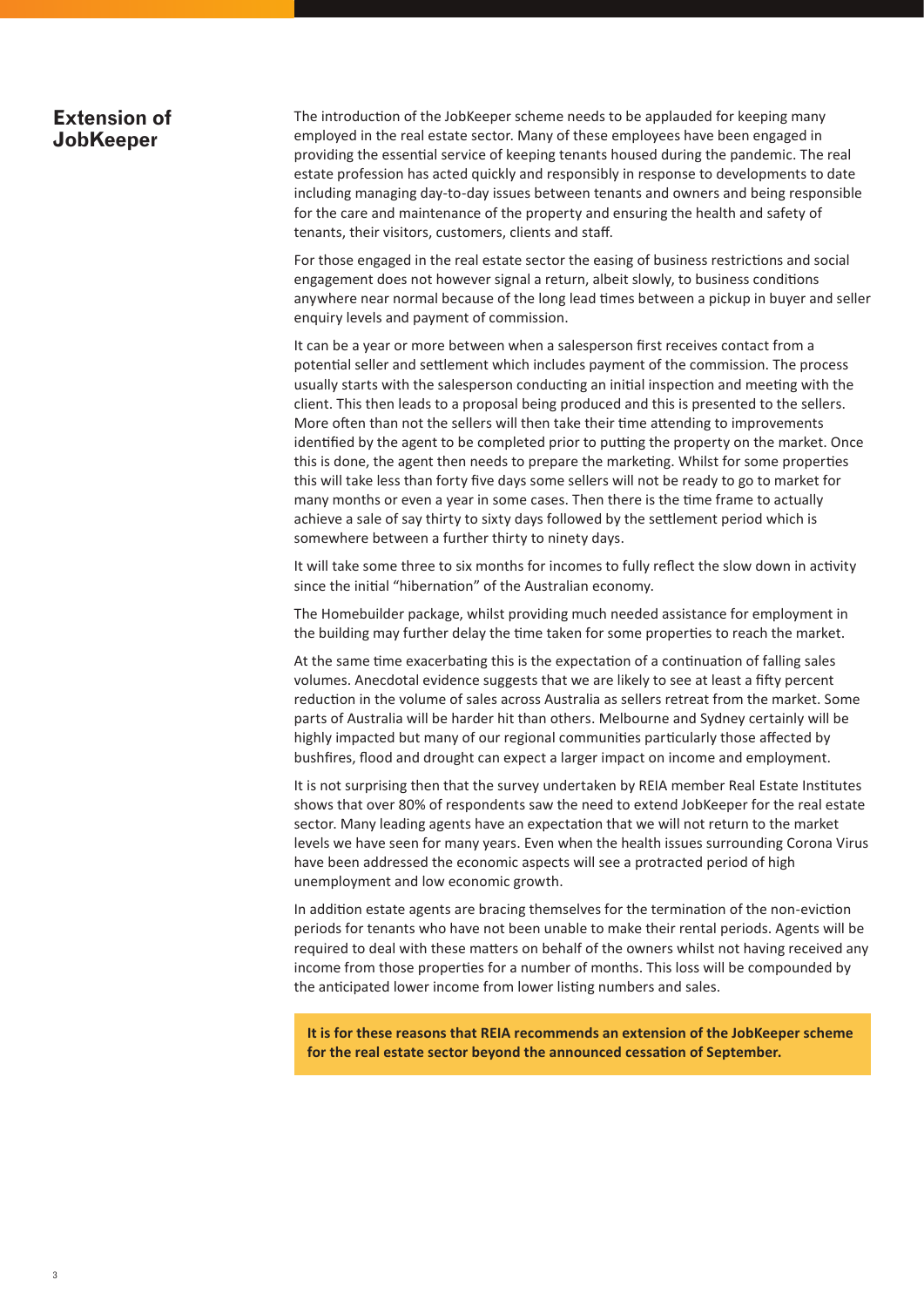## Extension of JobKeeper

The introduction of the JobKeeper scheme needs to be applauded for keeping many employed in the real estate sector. Many of these employees have been engaged in providing the essential service of keeping tenants housed during the pandemic. The real estate profession has acted quickly and responsibly in response to developments to date including managing day-to-day issues between tenants and owners and being responsible for the care and maintenance of the property and ensuring the health and safety of tenants, their visitors, customers, clients and staff.

For those engaged in the real estate sector the easing of business restrictions and social engagement does not however signal a return, albeit slowly, to business conditions anywhere near normal because of the long lead times between a pickup in buyer and seller enquiry levels and payment of commission.

It can be a year or more between when a salesperson first receives contact from a potential seller and settlement which includes payment of the commission. The process usually starts with the salesperson conducting an initial inspection and meeting with the client. This then leads to a proposal being produced and this is presented to the sellers. More often than not the sellers will then take their time attending to improvements identified by the agent to be completed prior to putting the property on the market. Once this is done, the agent then needs to prepare the marketing. Whilst for some properties this will take less than forty five days some sellers will not be ready to go to market for many months or even a year in some cases. Then there is the time frame to actually achieve a sale of say thirty to sixty days followed by the settlement period which is somewhere between a further thirty to ninety days.

It will take some three to six months for incomes to fully reflect the slow down in activity since the initial "hibernation" of the Australian economy.

The Homebuilder package, whilst providing much needed assistance for employment in the building may further delay the time taken for some properties to reach the market.

At the same time exacerbating this is the expectation of a continuation of falling sales volumes. Anecdotal evidence suggests that we are likely to see at least a fifty percent reduction in the volume of sales across Australia as sellers retreat from the market. Some parts of Australia will be harder hit than others. Melbourne and Sydney certainly will be highly impacted but many of our regional communities particularly those affected by bushfires, flood and drought can expect a larger impact on income and employment.

It is not surprising then that the survey undertaken by REIA member Real Estate Institutes shows that over 80% of respondents saw the need to extend JobKeeper for the real estate sector. Many leading agents have an expectation that we will not return to the market levels we have seen for many years. Even when the health issues surrounding Corona Virus have been addressed the economic aspects will see a protracted period of high unemployment and low economic growth.

In addition estate agents are bracing themselves for the termination of the non-eviction periods for tenants who have not been unable to make their rental periods. Agents will be required to deal with these matters on behalf of the owners whilst not having received any income from those properties for a number of months. This loss will be compounded by the anticipated lower income from lower listing numbers and sales.

**It is for these reasons that REIA recommends an extension of the JobKeeper scheme for the real estate sector beyond the announced cessation of September.**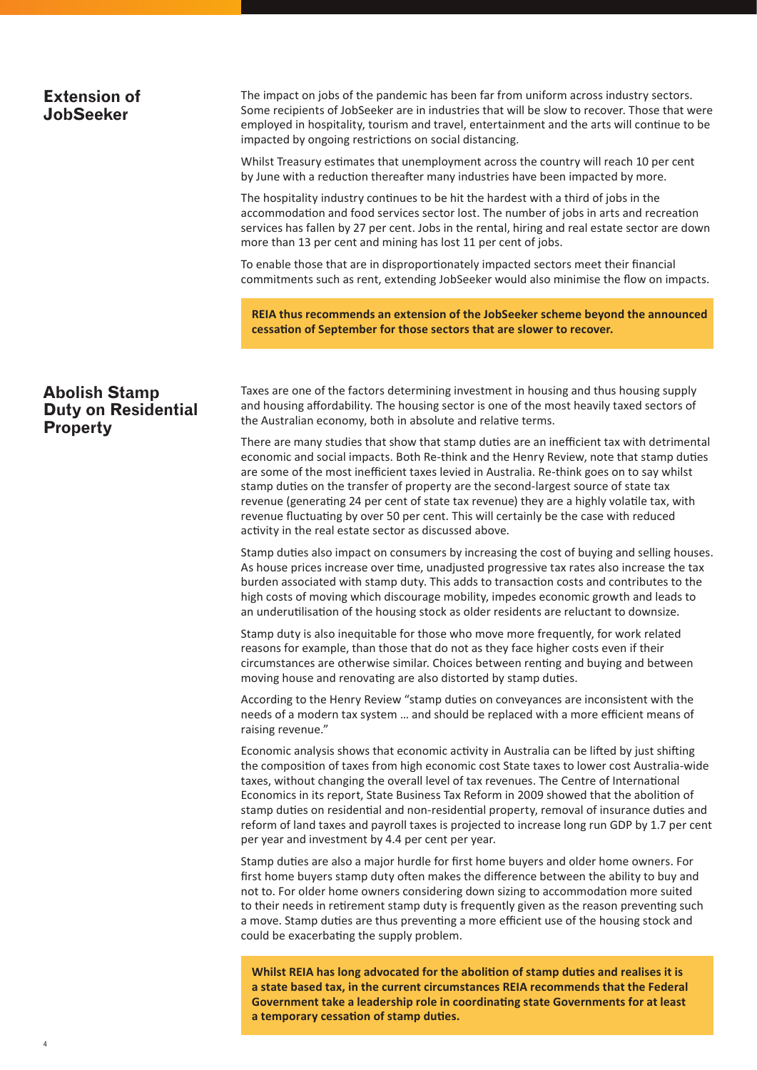## Extension of JobSeeker

The impact on jobs of the pandemic has been far from uniform across industry sectors. Some recipients of JobSeeker are in industries that will be slow to recover. Those that were employed in hospitality, tourism and travel, entertainment and the arts will continue to be impacted by ongoing restrictions on social distancing.

Whilst Treasury estimates that unemployment across the country will reach 10 per cent by June with a reduction thereafter many industries have been impacted by more.

The hospitality industry continues to be hit the hardest with a third of jobs in the accommodation and food services sector lost. The number of jobs in arts and recreation services has fallen by 27 per cent. Jobs in the rental, hiring and real estate sector are down more than 13 per cent and mining has lost 11 per cent of jobs.

To enable those that are in disproportionately impacted sectors meet their financial commitments such as rent, extending JobSeeker would also minimise the flow on impacts.

**REIA thus recommends an extension of the JobSeeker scheme beyond the announced cessation of September for those sectors that are slower to recover.**

## Abolish Stamp Duty on Residential Property

Taxes are one of the factors determining investment in housing and thus housing supply and housing affordability. The housing sector is one of the most heavily taxed sectors of the Australian economy, both in absolute and relative terms.

There are many studies that show that stamp duties are an inefficient tax with detrimental economic and social impacts. Both Re-think and the Henry Review, note that stamp duties are some of the most inefficient taxes levied in Australia. Re-think goes on to say whilst stamp duties on the transfer of property are the second-largest source of state tax revenue (generating 24 per cent of state tax revenue) they are a highly volatile tax, with revenue fluctuating by over 50 per cent. This will certainly be the case with reduced activity in the real estate sector as discussed above.

Stamp duties also impact on consumers by increasing the cost of buying and selling houses. As house prices increase over time, unadjusted progressive tax rates also increase the tax burden associated with stamp duty. This adds to transaction costs and contributes to the high costs of moving which discourage mobility, impedes economic growth and leads to an underutilisation of the housing stock as older residents are reluctant to downsize.

Stamp duty is also inequitable for those who move more frequently, for work related reasons for example, than those that do not as they face higher costs even if their circumstances are otherwise similar. Choices between renting and buying and between moving house and renovating are also distorted by stamp duties.

According to the Henry Review "stamp duties on conveyances are inconsistent with the needs of a modern tax system … and should be replaced with a more efficient means of raising revenue."

Economic analysis shows that economic activity in Australia can be lifted by just shifting the composition of taxes from high economic cost State taxes to lower cost Australia-wide taxes, without changing the overall level of tax revenues. The Centre of International Economics in its report, State Business Tax Reform in 2009 showed that the abolition of stamp duties on residential and non-residential property, removal of insurance duties and reform of land taxes and payroll taxes is projected to increase long run GDP by 1.7 per cent per year and investment by 4.4 per cent per year.

Stamp duties are also a major hurdle for first home buyers and older home owners. For first home buyers stamp duty often makes the difference between the ability to buy and not to. For older home owners considering down sizing to accommodation more suited to their needs in retirement stamp duty is frequently given as the reason preventing such a move. Stamp duties are thus preventing a more efficient use of the housing stock and could be exacerbating the supply problem.

**Whilst REIA has long advocated for the abolition of stamp duties and realises it is a state based tax, in the current circumstances REIA recommends that the Federal Government take a leadership role in coordinating state Governments for at least a temporary cessation of stamp duties.**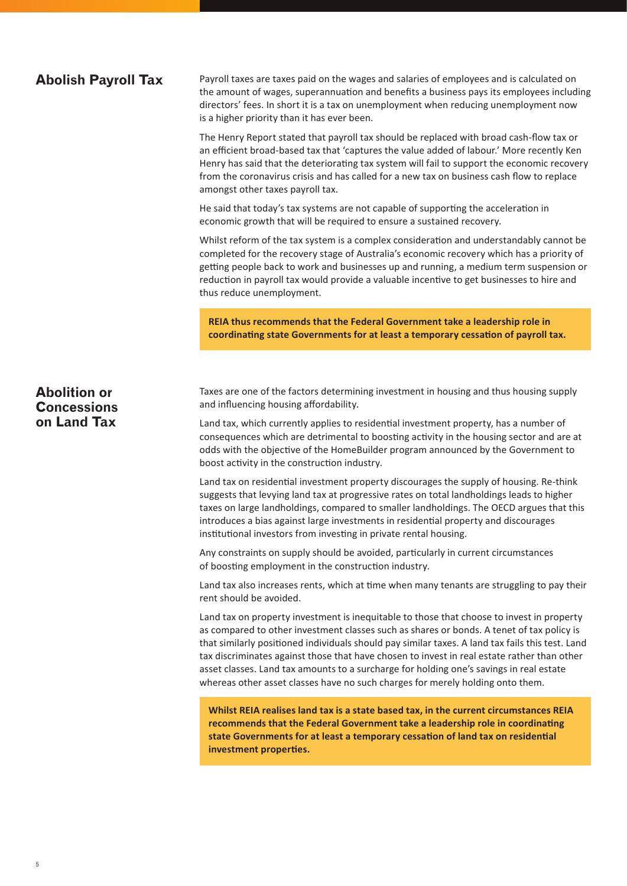## Abolish Payroll Tax

Payroll taxes are taxes paid on the wages and salaries of employees and is calculated on the amount of wages, superannuation and benefits a business pays its employees including directors' fees. In short it is a tax on unemployment when reducing unemployment now is a higher priority than it has ever been.

The Henry Report stated that payroll tax should be replaced with broad cash-flow tax or an efficient broad-based tax that 'captures the value added of labour.' More recently Ken Henry has said that the deteriorating tax system will fail to support the economic recovery from the coronavirus crisis and has called for a new tax on business cash flow to replace amongst other taxes payroll tax.

He said that today's tax systems are not capable of supporting the acceleration in economic growth that will be required to ensure a sustained recovery.

Whilst reform of the tax system is a complex consideration and understandably cannot be completed for the recovery stage of Australia's economic recovery which has a priority of getting people back to work and businesses up and running, a medium term suspension or reduction in payroll tax would provide a valuable incentive to get businesses to hire and thus reduce unemployment.

**REIA thus recommends that the Federal Government take a leadership role in coordinating state Governments for at least a temporary cessation of payroll tax.**

## Abolition or Concessions on Land Tax

Taxes are one of the factors determining investment in housing and thus housing supply and influencing housing affordability.

Land tax, which currently applies to residential investment property, has a number of consequences which are detrimental to boosting activity in the housing sector and are at odds with the objective of the HomeBuilder program announced by the Government to boost activity in the construction industry.

Land tax on residential investment property discourages the supply of housing. Re-think suggests that levying land tax at progressive rates on total landholdings leads to higher taxes on large landholdings, compared to smaller landholdings. The OECD argues that this introduces a bias against large investments in residential property and discourages institutional investors from investing in private rental housing.

Any constraints on supply should be avoided, particularly in current circumstances of boosting employment in the construction industry.

Land tax also increases rents, which at time when many tenants are struggling to pay their rent should be avoided.

Land tax on property investment is inequitable to those that choose to invest in property as compared to other investment classes such as shares or bonds. A tenet of tax policy is that similarly positioned individuals should pay similar taxes. A land tax fails this test. Land tax discriminates against those that have chosen to invest in real estate rather than other asset classes. Land tax amounts to a surcharge for holding one's savings in real estate whereas other asset classes have no such charges for merely holding onto them.

**Whilst REIA realises land tax is a state based tax, in the current circumstances REIA recommends that the Federal Government take a leadership role in coordinating state Governments for at least a temporary cessation of land tax on residential investment properties.**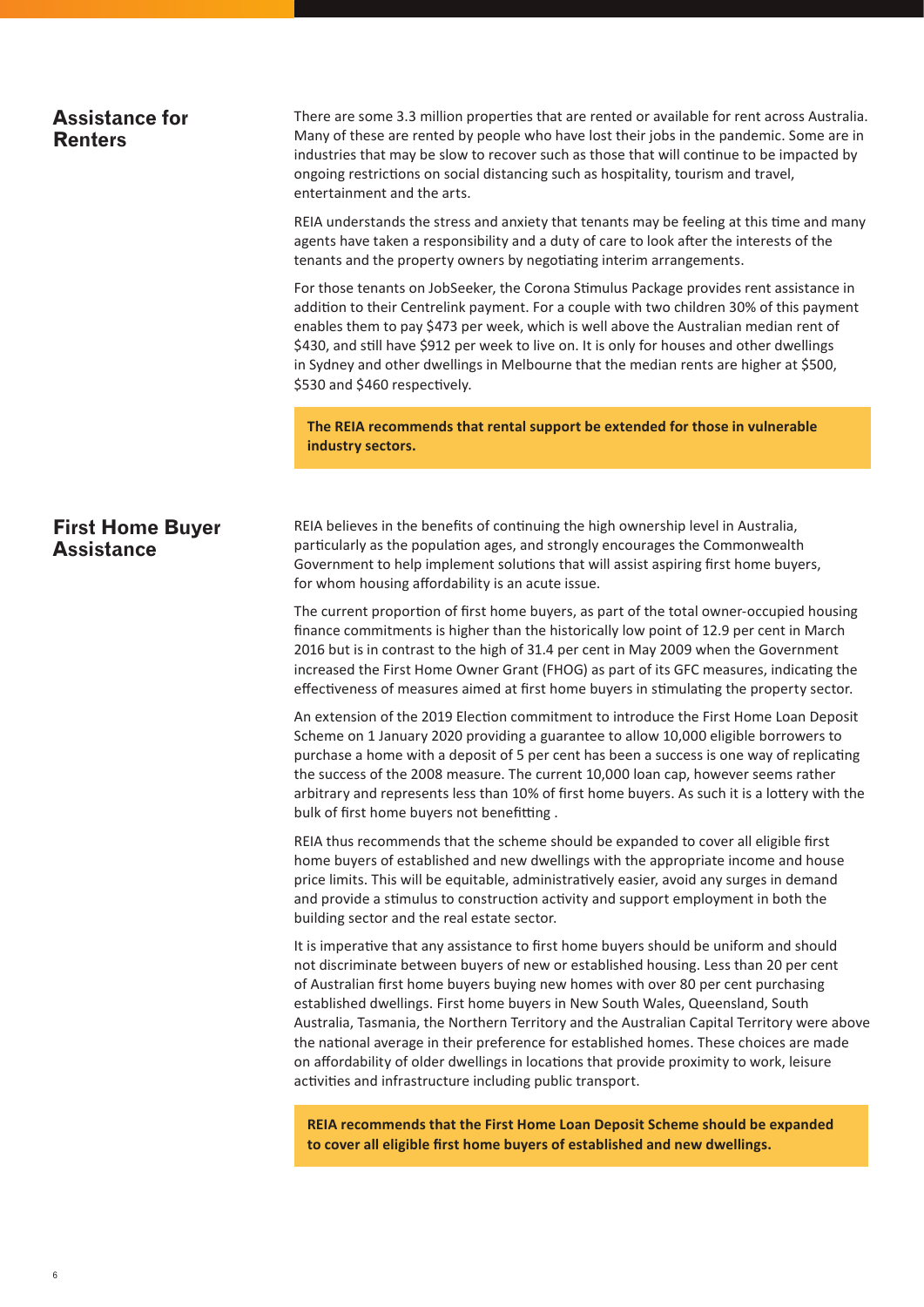## Assistance for Renters

There are some 3.3 million properties that are rented or available for rent across Australia. Many of these are rented by people who have lost their jobs in the pandemic. Some are in industries that may be slow to recover such as those that will continue to be impacted by ongoing restrictions on social distancing such as hospitality, tourism and travel, entertainment and the arts.

REIA understands the stress and anxiety that tenants may be feeling at this time and many agents have taken a responsibility and a duty of care to look after the interests of the tenants and the property owners by negotiating interim arrangements.

For those tenants on JobSeeker, the Corona Stimulus Package provides rent assistance in addition to their Centrelink payment. For a couple with two children 30% of this payment enables them to pay $473 per week, which is well above the Australian median rent of $430, and still have $912 per week to live on. It is only for houses and other dwellings in Sydney and other dwellings in Melbourne that the median rents are higher at $500, $530 and $460 respectively.

**The REIA recommends that rental support be extended for those in vulnerable industry sectors.**

## First Home Buyer Assistance

REIA believes in the benefits of continuing the high ownership level in Australia, particularly as the population ages, and strongly encourages the Commonwealth Government to help implement solutions that will assist aspiring first home buyers, for whom housing affordability is an acute issue.

The current proportion of first home buyers, as part of the total owner-occupied housing finance commitments is higher than the historically low point of 12.9 per cent in March 2016 but is in contrast to the high of 31.4 per cent in May 2009 when the Government increased the First Home Owner Grant (FHOG) as part of its GFC measures, indicating the effectiveness of measures aimed at first home buyers in stimulating the property sector.

An extension of the 2019 Election commitment to introduce the First Home Loan Deposit Scheme on 1 January 2020 providing a guarantee to allow 10,000 eligible borrowers to purchase a home with a deposit of 5 per cent has been a success is one way of replicating the success of the 2008 measure. The current 10,000 loan cap, however seems rather arbitrary and represents less than 10% of first home buyers. As such it is a lottery with the bulk of first home buyers not benefitting .

REIA thus recommends that the scheme should be expanded to cover all eligible first home buyers of established and new dwellings with the appropriate income and house price limits. This will be equitable, administratively easier, avoid any surges in demand and provide a stimulus to construction activity and support employment in both the building sector and the real estate sector.

It is imperative that any assistance to first home buyers should be uniform and should not discriminate between buyers of new or established housing. Less than 20 per cent of Australian first home buyers buying new homes with over 80 per cent purchasing established dwellings. First home buyers in New South Wales, Queensland, South Australia, Tasmania, the Northern Territory and the Australian Capital Territory were above the national average in their preference for established homes. These choices are made on affordability of older dwellings in locations that provide proximity to work, leisure activities and infrastructure including public transport.

**REIA recommends that the First Home Loan Deposit Scheme should be expanded to cover all eligible first home buyers of established and new dwellings.**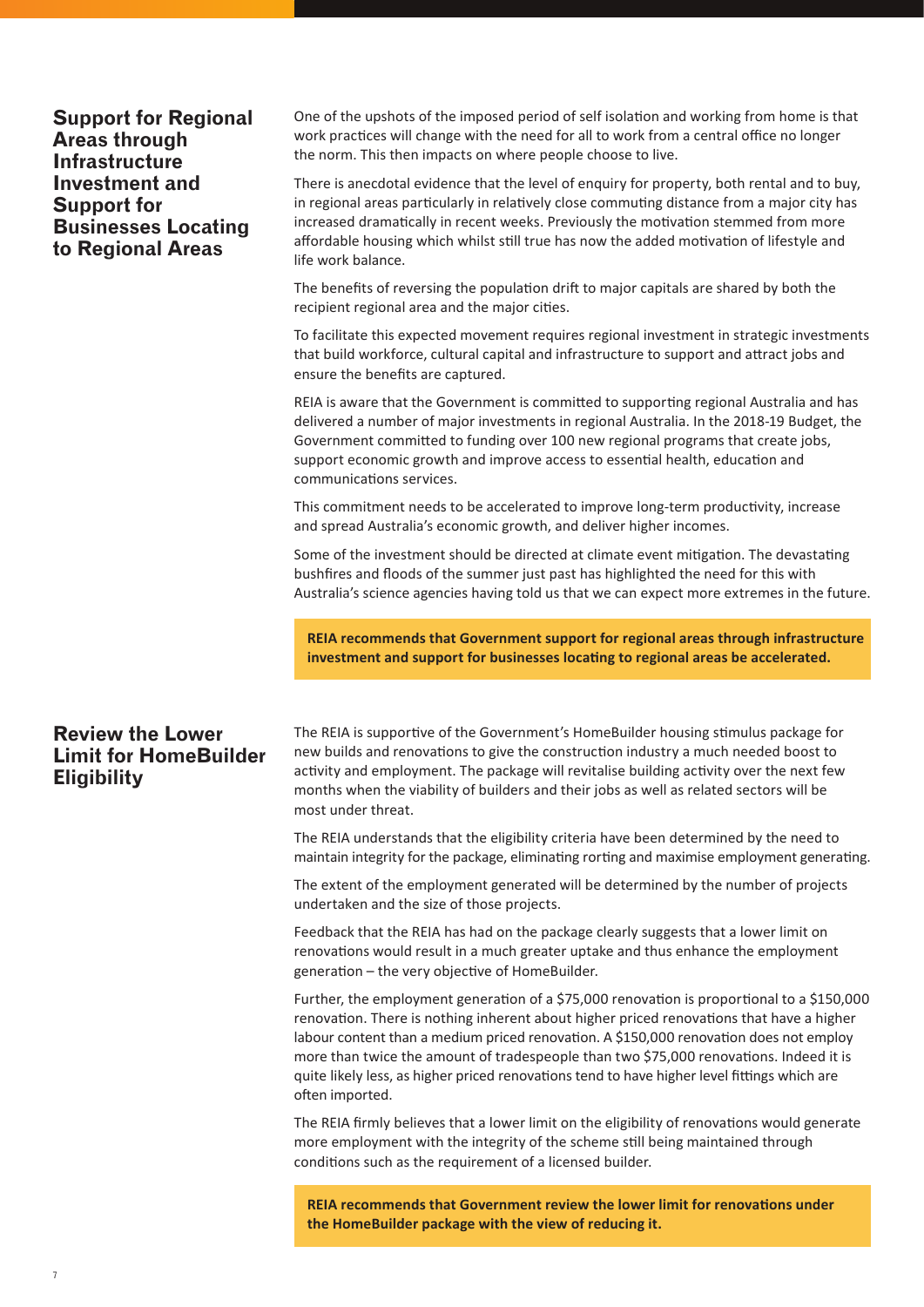## Support for Regional Areas through Infrastructure Investment and Support for Businesses Locating to Regional Areas

One of the upshots of the imposed period of self isolation and working from home is that work practices will change with the need for all to work from a central office no longer the norm. This then impacts on where people choose to live.

There is anecdotal evidence that the level of enquiry for property, both rental and to buy, in regional areas particularly in relatively close commuting distance from a major city has increased dramatically in recent weeks. Previously the motivation stemmed from more affordable housing which whilst still true has now the added motivation of lifestyle and life work balance.

The benefits of reversing the population drift to major capitals are shared by both the recipient regional area and the major cities.

To facilitate this expected movement requires regional investment in strategic investments that build workforce, cultural capital and infrastructure to support and attract jobs and ensure the benefits are captured.

REIA is aware that the Government is committed to supporting regional Australia and has delivered a number of major investments in regional Australia. In the 2018-19 Budget, the Government committed to funding over 100 new regional programs that create jobs, support economic growth and improve access to essential health, education and communications services.

This commitment needs to be accelerated to improve long-term productivity, increase and spread Australia's economic growth, and deliver higher incomes.

Some of the investment should be directed at climate event mitigation. The devastating bushfires and floods of the summer just past has highlighted the need for this with Australia's science agencies having told us that we can expect more extremes in the future.

**REIA recommends that Government support for regional areas through infrastructure investment and support for businesses locating to regional areas be accelerated.**

## Review the Lower Limit for HomeBuilder Eligibility

The REIA is supportive of the Government's HomeBuilder housing stimulus package for new builds and renovations to give the construction industry a much needed boost to activity and employment. The package will revitalise building activity over the next few months when the viability of builders and their jobs as well as related sectors will be most under threat.

The REIA understands that the eligibility criteria have been determined by the need to maintain integrity for the package, eliminating rorting and maximise employment generating.

The extent of the employment generated will be determined by the number of projects undertaken and the size of those projects.

Feedback that the REIA has had on the package clearly suggests that a lower limit on renovations would result in a much greater uptake and thus enhance the employment generation – the very objective of HomeBuilder.

Further, the employment generation of a $75,000 renovation is proportional to a $150,000 renovation. There is nothing inherent about higher priced renovations that have a higher labour content than a medium priced renovation. A $150,000 renovation does not employ more than twice the amount of tradespeople than two $75,000 renovations. Indeed it is quite likely less, as higher priced renovations tend to have higher level fittings which are often imported.

The REIA firmly believes that a lower limit on the eligibility of renovations would generate more employment with the integrity of the scheme still being maintained through conditions such as the requirement of a licensed builder.

**REIA recommends that Government review the lower limit for renovations under the HomeBuilder package with the view of reducing it.**